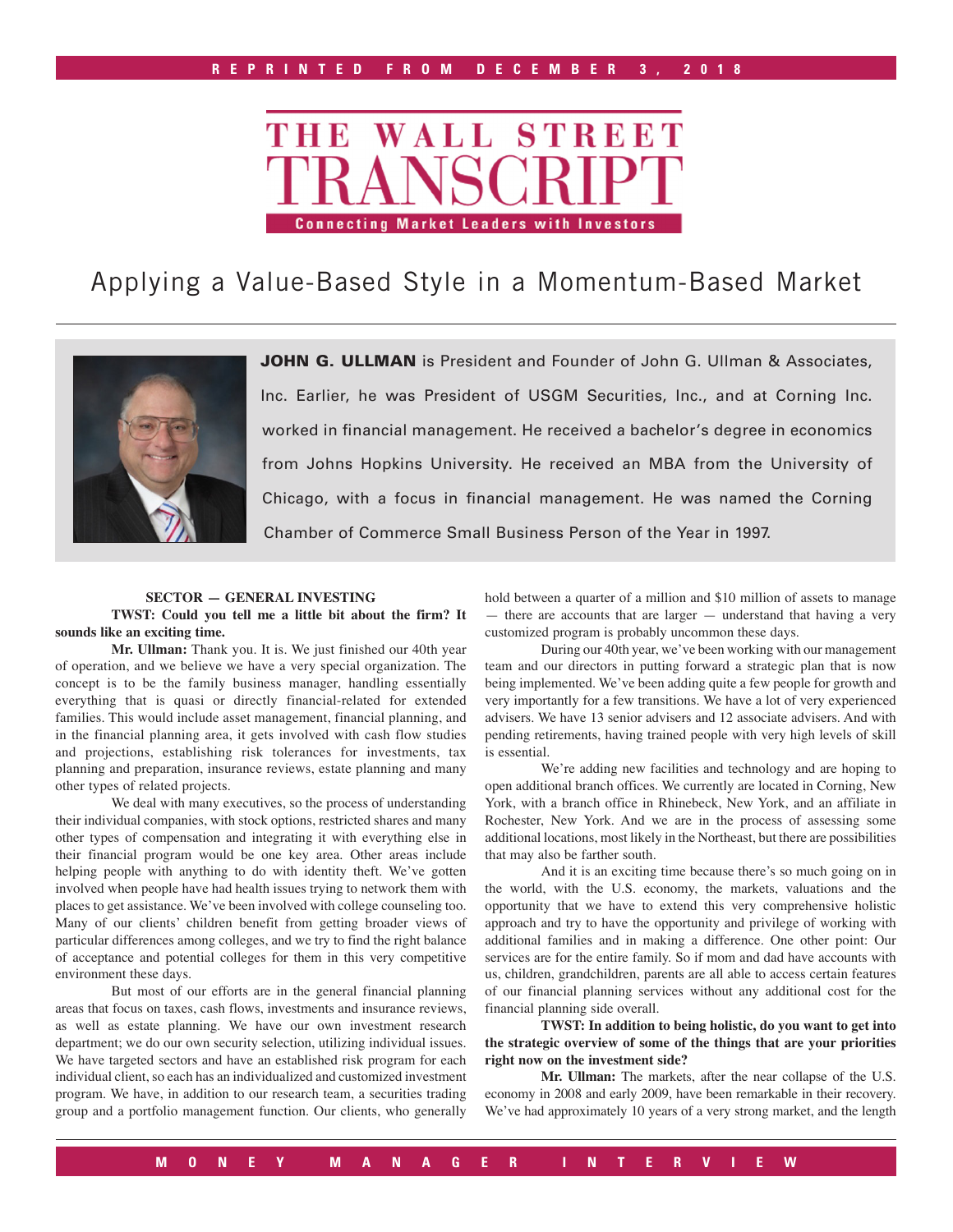REPRINTED FROM DECEMBER 3, 2018

# THE WALL STREET TRANSCRIPT

Connecting Market Leaders with Investors

## Applying a Value-Based Style in a Momentum-Based Market

**JOHN G. ULLMAN** is President and Founder of John G. Ullman & Associates, Inc. Earlier, he was President of USGM Securities, Inc., and at Corning Inc. worked in financial management. He received a bachelor's degree in economics from Johns Hopkins University. He received an MBA from the University of Chicago, with a focus in financial management. He was named the Corning Chamber of Commerce Small Business Person of the Year in 1997.

**SECTOR — GENERAL INVESTING**

**TWST: Could you tell me a little bit about the firm? It sounds like an exciting time.**

**Mr. Ullman:** Thank you. It is. We just finished our 40th year of operation, and we believe we have a very special organization. The concept is to be the family business manager, handling essentially everything that is quasi or directly financial-related for extended families. This would include asset management, financial planning, and in the financial planning area, it gets involved with cash flow studies and projections, establishing risk tolerances for investments, tax planning and preparation, insurance reviews, estate planning and many other types of related projects.

We deal with many executives, so the process of understanding their individual companies, with stock options, restricted shares and many other types of compensation and integrating it with everything else in their financial program would be one key area. Other areas include helping people with anything to do with identity theft. We've gotten involved when people have had health issues trying to network them with places to get assistance. We've been involved with college counseling too. Many of our clients' children benefit from getting broader views of particular differences among colleges, and we try to find the right balance of acceptance and potential colleges for them in this very competitive environment these days.

But most of our efforts are in the general financial planning areas that focus on taxes, cash flows, investments and insurance reviews, as well as estate planning. We have our own investment research department; we do our own security selection, utilizing individual issues. We have targeted sectors and have an established risk program for each individual client, so each has an individualized and customized investment program. We have, in addition to our research team, a securities trading group and a portfolio management function. Our clients, who generally hold between a quarter of a million and $10 million of assets to manage — there are accounts that are larger — understand that having a very customized program is probably uncommon these days.

During our 40th year, we've been working with our management team and our directors in putting forward a strategic plan that is now being implemented. We've been adding quite a few people for growth and very importantly for a few transitions. We have a lot of very experienced advisers. We have 13 senior advisers and 12 associate advisers. And with pending retirements, having trained people with very high levels of skill is essential.

We're adding new facilities and technology and are hoping to open additional branch offices. We currently are located in Corning, New York, with a branch office in Rhinebeck, New York, and an affiliate in Rochester, New York. And we are in the process of assessing some additional locations, most likely in the Northeast, but there are possibilities that may also be farther south.

And it is an exciting time because there's so much going on in the world, with the U.S. economy, the markets, valuations and the opportunity that we have to extend this very comprehensive holistic approach and try to have the opportunity and privilege of working with additional families and in making a difference. One other point: Our services are for the entire family. So if mom and dad have accounts with us, children, grandchildren, parents are all able to access certain features of our financial planning services without any additional cost for the financial planning side overall.

**TWST: In addition to being holistic, do you want to get into the strategic overview of some of the things that are your priorities right now on the investment side?**

**Mr. Ullman:** The markets, after the near collapse of the U.S. economy in 2008 and early 2009, have been remarkable in their recovery. We've had approximately 10 years of a very strong market, and the length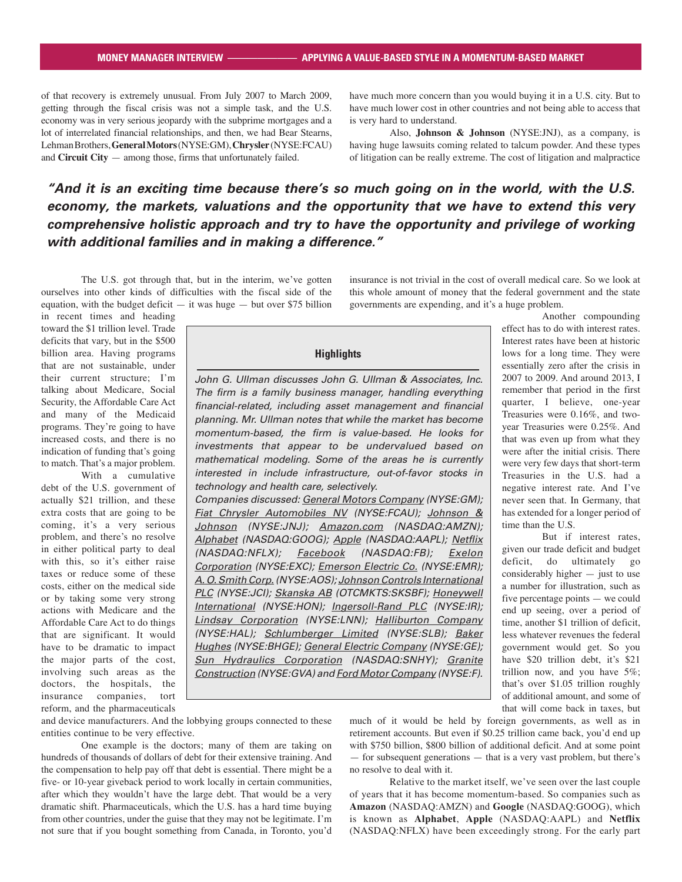of that recovery is extremely unusual. From July 2007 to March 2009, getting through the fiscal crisis was not a simple task, and the U.S. economy was in very serious jeopardy with the subprime mortgages and a lot of interrelated financial relationships, and then, we had Bear Stearns, Lehman Brothers, **General Motors** (NYSE:GM), **Chrysler** (NYSE:FCAU) and **Circuit City** — among those, firms that unfortunately failed.

The U.S. got through that, but in the interim, we've gotten ourselves into other kinds of difficulties with the fiscal side of the equation, with the budget deficit — it was huge — but over $75 billion in recent times and heading toward the $1 trillion level. Trade deficits that vary, but in the $500 billion area. Having programs that are not sustainable, under their current structure; I'm talking about Medicare, Social Security, the Affordable Care Act and many of the Medicaid programs. They're going to have increased costs, and there is no indication of funding that's going to match. That's a major problem.

With a cumulative debt of the U.S. government of actually $21 trillion, and these extra costs that are going to be coming, it's a very serious problem, and there's no resolve in either political party to deal with this, so it's either raise taxes or reduce some of these costs, either on the medical side or by taking some very strong actions with Medicare and the Affordable Care Act to do things that are significant. It would have to be dramatic to impact the major parts of the cost, involving such areas as the doctors, the hospitals, the insurance companies, tort reform, and the pharmaceuticals and device manufacturers. And the lobbying groups connected to these entities continue to be very effective.

One example is the doctors; many of them are taking on hundreds of thousands of dollars of debt for their extensive training. And the compensation to help pay off that debt is essential. There might be a five- or 10-year giveback period to work locally in certain communities, after which they wouldn't have the large debt. That would be a very dramatic shift. Pharmaceuticals, which the U.S. has a hard time buying from other countries, under the guise that they may not be legitimate. I'm not sure that if you bought something from Canada, in Toronto, you'd have much more concern than you would buying it in a U.S. city. But to have much lower cost in other countries and not being able to access that is very hard to understand.

Also, **Johnson & Johnson** (NYSE:JNJ), as a company, is having huge lawsuits coming related to talcum powder. And these types of litigation can be really extreme. The cost of litigation and malpractice insurance is not trivial in the cost of overall medical care. So we look at this whole amount of money that the federal government and the state governments are expending, and it's a huge problem.

> ***"And it is an exciting time because there's so much going on in the world, with the U.S. economy, the markets, valuations and the opportunity that we have to extend this very comprehensive holistic approach and try to have the opportunity and privilege of working with additional families and in making a difference."***

### Highlights

*John G. Ullman discusses John G. Ullman & Associates, Inc. The firm is a family business manager, handling everything financial-related, including asset management and financial planning. Mr. Ullman notes that while the market has become momentum-based, the firm is value-based. He looks for investments that appear to be undervalued based on mathematical modeling. Some of the areas he is currently interested in include infrastructure, out-of-favor stocks in technology and health care, selectively.*

*Companies discussed: General Motors Company (NYSE:GM); Fiat Chrysler Automobiles NV (NYSE:FCAU); Johnson & Johnson (NYSE:JNJ); Amazon.com (NASDAQ:AMZN); Alphabet (NASDAQ:GOOG); Apple (NASDAQ:AAPL); Netflix (NASDAQ:NFLX); Facebook (NASDAQ:FB); Exelon Corporation (NYSE:EXC); Emerson Electric Co. (NYSE:EMR); A. O. Smith Corp. (NYSE:AOS); Johnson Controls International PLC (NYSE:JCI); Skanska AB (OTCMKTS:SKSBF); Honeywell International (NYSE:HON); Ingersoll-Rand PLC (NYSE:IR); Lindsay Corporation (NYSE:LNN); Halliburton Company (NYSE:HAL); Schlumberger Limited (NYSE:SLB); Baker Hughes (NYSE:BHGE); General Electric Company (NYSE:GE); Sun Hydraulics Corporation (NASDAQ:SNHY); Granite Construction (NYSE:GVA) and Ford Motor Company (NYSE:F).*

Another compounding effect has to do with interest rates. Interest rates have been at historic lows for a long time. They were essentially zero after the crisis in 2007 to 2009. And around 2013, I remember that period in the first quarter, I believe, one-year Treasuries were 0.16%, and two-year Treasuries were 0.25%. And that was even up from what they were after the initial crisis. There were very few days that short-term Treasuries in the U.S. had a negative interest rate. And I've never seen that. In Germany, that has extended for a longer period of time than the U.S.

But if interest rates, given our trade deficit and budget deficit, do ultimately go considerably higher — just to use a number for illustration, such as five percentage points — we could end up seeing, over a period of time, another $1 trillion of deficit, less whatever revenues the federal government would get. So you have $20 trillion debt, it's $21 trillion now, and you have 5%; that's over $1.05 trillion roughly of additional amount, and some of that will come back in taxes, but much of it would be held by foreign governments, as well as in retirement accounts. But even if $0.25 trillion came back, you'd end up with $750 billion, $800 billion of additional deficit. And at some point — for subsequent generations — that is a very vast problem, but there's no resolve to deal with it.

Relative to the market itself, we've seen over the last couple of years that it has become momentum-based. So companies such as **Amazon** (NASDAQ:AMZN) and **Google** (NASDAQ:GOOG), which is known as **Alphabet**, **Apple** (NASDAQ:AAPL) and **Netflix** (NASDAQ:NFLX) have been exceedingly strong. For the early part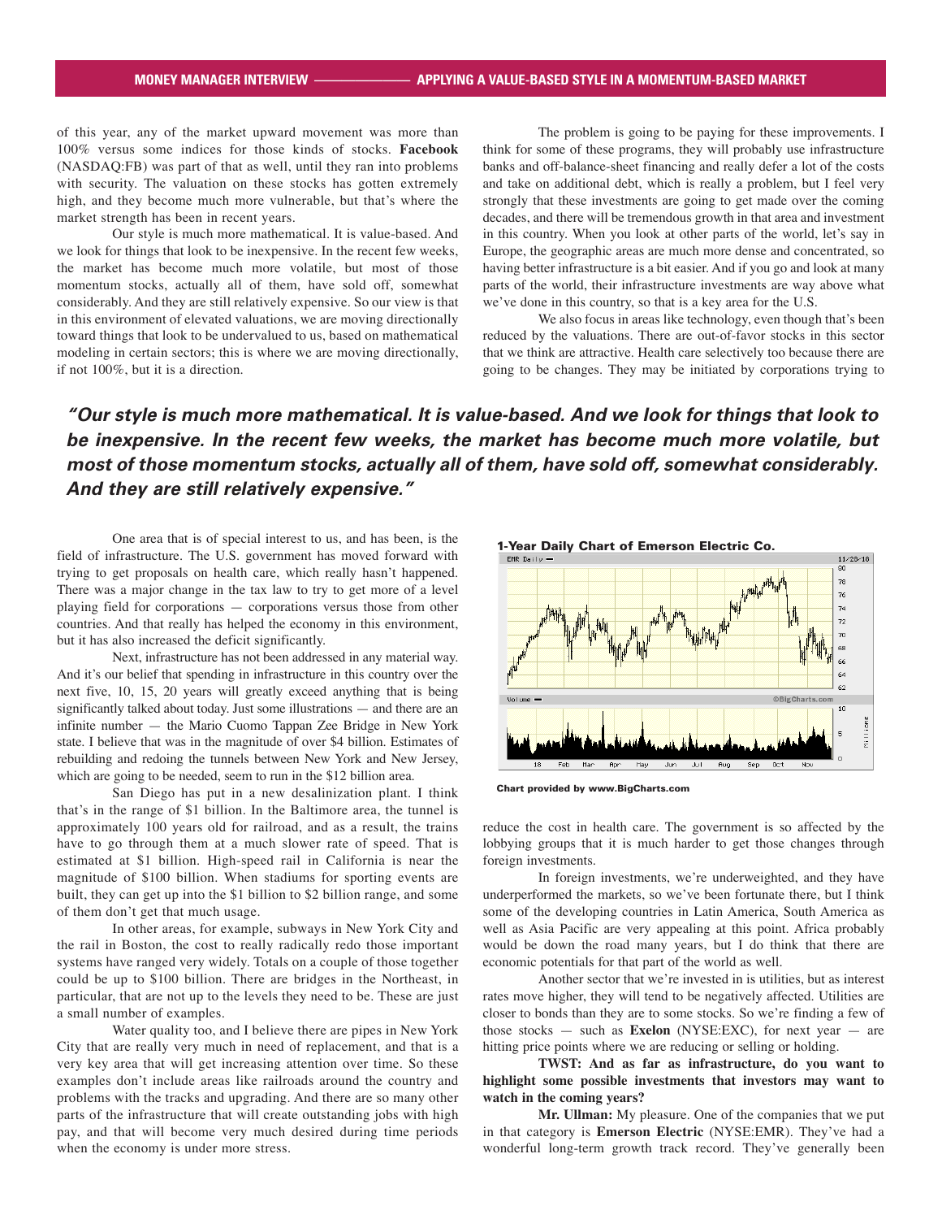of this year, any of the market upward movement was more than 100% versus some indices for those kinds of stocks. **Facebook** (NASDAQ:FB) was part of that as well, until they ran into problems with security. The valuation on these stocks has gotten extremely high, and they become much more vulnerable, but that's where the market strength has been in recent years.

Our style is much more mathematical. It is value-based. And we look for things that look to be inexpensive. In the recent few weeks, the market has become much more volatile, but most of those momentum stocks, actually all of them, have sold off, somewhat considerably. And they are still relatively expensive. So our view is that in this environment of elevated valuations, we are moving directionally toward things that look to be undervalued to us, based on mathematical modeling in certain sectors; this is where we are moving directionally, if not 100%, but it is a direction.

***"Our style is much more mathematical. It is value-based. And we look for things that look to be inexpensive. In the recent few weeks, the market has become much more volatile, but most of those momentum stocks, actually all of them, have sold off, somewhat considerably. And they are still relatively expensive."***

One area that is of special interest to us, and has been, is the field of infrastructure. The U.S. government has moved forward with trying to get proposals on health care, which really hasn't happened. There was a major change in the tax law to try to get more of a level playing field for corporations — corporations versus those from other countries. And that really has helped the economy in this environment, but it has also increased the deficit significantly.

Next, infrastructure has not been addressed in any material way. And it's our belief that spending in infrastructure in this country over the next five, 10, 15, 20 years will greatly exceed anything that is being significantly talked about today. Just some illustrations — and there are an infinite number — the Mario Cuomo Tappan Zee Bridge in New York state. I believe that was in the magnitude of over $4 billion. Estimates of rebuilding and redoing the tunnels between New York and New Jersey, which are going to be needed, seem to run in the $12 billion area.

San Diego has put in a new desalinization plant. I think that's in the range of $1 billion. In the Baltimore area, the tunnel is approximately 100 years old for railroad, and as a result, the trains have to go through them at a much slower rate of speed. That is estimated at $1 billion. High-speed rail in California is near the magnitude of $100 billion. When stadiums for sporting events are built, they can get up into the $1 billion to $2 billion range, and some of them don't get that much usage.

In other areas, for example, subways in New York City and the rail in Boston, the cost to really radically redo those important systems have ranged very widely. Totals on a couple of those together could be up to $100 billion. There are bridges in the Northeast, in particular, that are not up to the levels they need to be. These are just a small number of examples.

Water quality too, and I believe there are pipes in New York City that are really very much in need of replacement, and that is a very key area that will get increasing attention over time. So these examples don't include areas like railroads around the country and problems with the tracks and upgrading. And there are so many other parts of the infrastructure that will create outstanding jobs with high pay, and that will become very much desired during time periods when the economy is under more stress.

The problem is going to be paying for these improvements. I think for some of these programs, they will probably use infrastructure banks and off-balance-sheet financing and really defer a lot of the costs and take on additional debt, which is really a problem, but I feel very strongly that these investments are going to get made over the coming decades, and there will be tremendous growth in that area and investment in this country. When you look at other parts of the world, let's say in Europe, the geographic areas are much more dense and concentrated, so having better infrastructure is a bit easier. And if you go and look at many parts of the world, their infrastructure investments are way above what we've done in this country, so that is a key area for the U.S.

We also focus in areas like technology, even though that's been reduced by the valuations. There are out-of-favor stocks in this sector that we think are attractive. Health care selectively too because there are going to be changes. They may be initiated by corporations trying to reduce the cost in health care. The government is so affected by the lobbying groups that it is much harder to get those changes through foreign investments.

**1-Year Daily Chart of Emerson Electric Co.**

Chart provided by www.BigCharts.com

In foreign investments, we're underweighted, and they have underperformed the markets, so we've been fortunate there, but I think some of the developing countries in Latin America, South America as well as Asia Pacific are very appealing at this point. Africa probably would be down the road many years, but I do think that there are economic potentials for that part of the world as well.

Another sector that we're invested in is utilities, but as interest rates move higher, they will tend to be negatively affected. Utilities are closer to bonds than they are to some stocks. So we're finding a few of those stocks — such as **Exelon** (NYSE:EXC), for next year — are hitting price points where we are reducing or selling or holding.

**TWST: And as far as infrastructure, do you want to highlight some possible investments that investors may want to watch in the coming years?**

**Mr. Ullman:** My pleasure. One of the companies that we put in that category is **Emerson Electric** (NYSE:EMR). They've had a wonderful long-term growth track record. They've generally been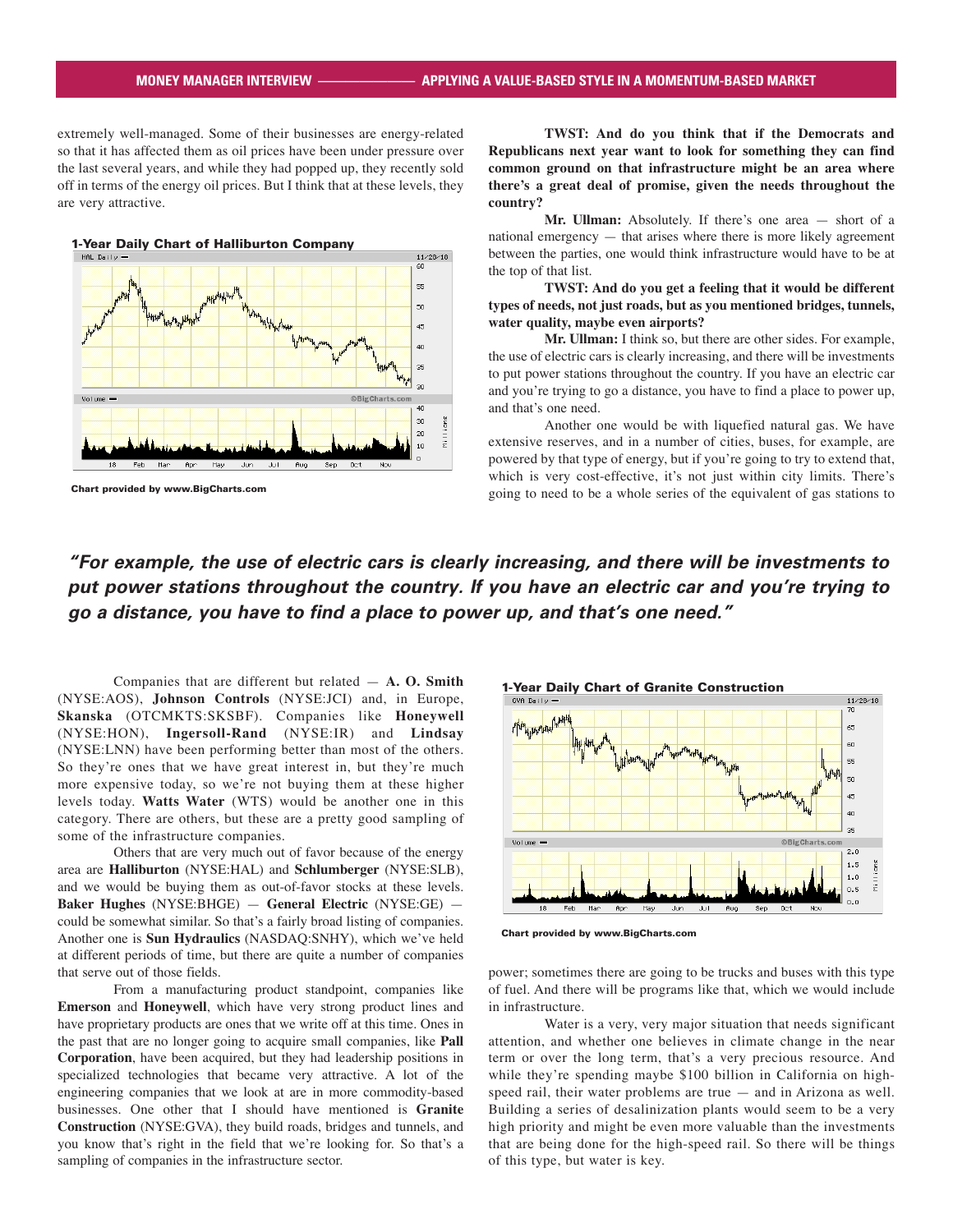extremely well-managed. Some of their businesses are energy-related so that it has affected them as oil prices have been under pressure over the last several years, and while they had popped up, they recently sold off in terms of the energy oil prices. But I think that at these levels, they are very attractive.

**1-Year Daily Chart of Halliburton Company**

Chart provided by www.BigCharts.com

**TWST: And do you think that if the Democrats and Republicans next year want to look for something they can find common ground on that infrastructure might be an area where there's a great deal of promise, given the needs throughout the country?**

**Mr. Ullman:** Absolutely. If there's one area — short of a national emergency — that arises where there is more likely agreement between the parties, one would think infrastructure would have to be at the top of that list.

**TWST: And do you get a feeling that it would be different types of needs, not just roads, but as you mentioned bridges, tunnels, water quality, maybe even airports?**

**Mr. Ullman:** I think so, but there are other sides. For example, the use of electric cars is clearly increasing, and there will be investments to put power stations throughout the country. If you have an electric car and you're trying to go a distance, you have to find a place to power up, and that's one need.

Another one would be with liquefied natural gas. We have extensive reserves, and in a number of cities, buses, for example, are powered by that type of energy, but if you're going to try to extend that, which is very cost-effective, it's not just within city limits. There's going to need to be a whole series of the equivalent of gas stations to power; sometimes there are going to be trucks and buses with this type of fuel. And there will be programs like that, which we would include in infrastructure.

Water is a very, very major situation that needs significant attention, and whether one believes in climate change in the near term or over the long term, that's a very precious resource. And while they're spending maybe $100 billion in California on high-speed rail, their water problems are true — and in Arizona as well. Building a series of desalinization plants would seem to be a very high priority and might be even more valuable than the investments that are being done for the high-speed rail. So there will be things of this type, but water is key.

> ***"For example, the use of electric cars is clearly increasing, and there will be investments to put power stations throughout the country. If you have an electric car and you're trying to go a distance, you have to find a place to power up, and that's one need."***

Companies that are different but related — **A. O. Smith** (NYSE:AOS), **Johnson Controls** (NYSE:JCI) and, in Europe, **Skanska** (OTCMKTS:SKSBF). Companies like **Honeywell** (NYSE:HON), **Ingersoll-Rand** (NYSE:IR) and **Lindsay** (NYSE:LNN) have been performing better than most of the others. So they're ones that we have great interest in, but they're much more expensive today, so we're not buying them at these higher levels today. **Watts Water** (WTS) would be another one in this category. There are others, but these are a pretty good sampling of some of the infrastructure companies.

Others that are very much out of favor because of the energy area are **Halliburton** (NYSE:HAL) and **Schlumberger** (NYSE:SLB), and we would be buying them as out-of-favor stocks at these levels. **Baker Hughes** (NYSE:BHGE) — **General Electric** (NYSE:GE) — could be somewhat similar. So that's a fairly broad listing of companies. Another one is **Sun Hydraulics** (NASDAQ:SNHY), which we've held at different periods of time, but there are quite a number of companies that serve out of those fields.

From a manufacturing product standpoint, companies like **Emerson** and **Honeywell**, which have very strong product lines and have proprietary products are ones that we write off at this time. Ones in the past that are no longer going to acquire small companies, like **Pall Corporation**, have been acquired, but they had leadership positions in specialized technologies that became very attractive. A lot of the engineering companies that we look at are in more commodity-based businesses. One other that I should have mentioned is **Granite Construction** (NYSE:GVA), they build roads, bridges and tunnels, and you know that's right in the field that we're looking for. So that's a sampling of companies in the infrastructure sector.

**1-Year Daily Chart of Granite Construction**

Chart provided by www.BigCharts.com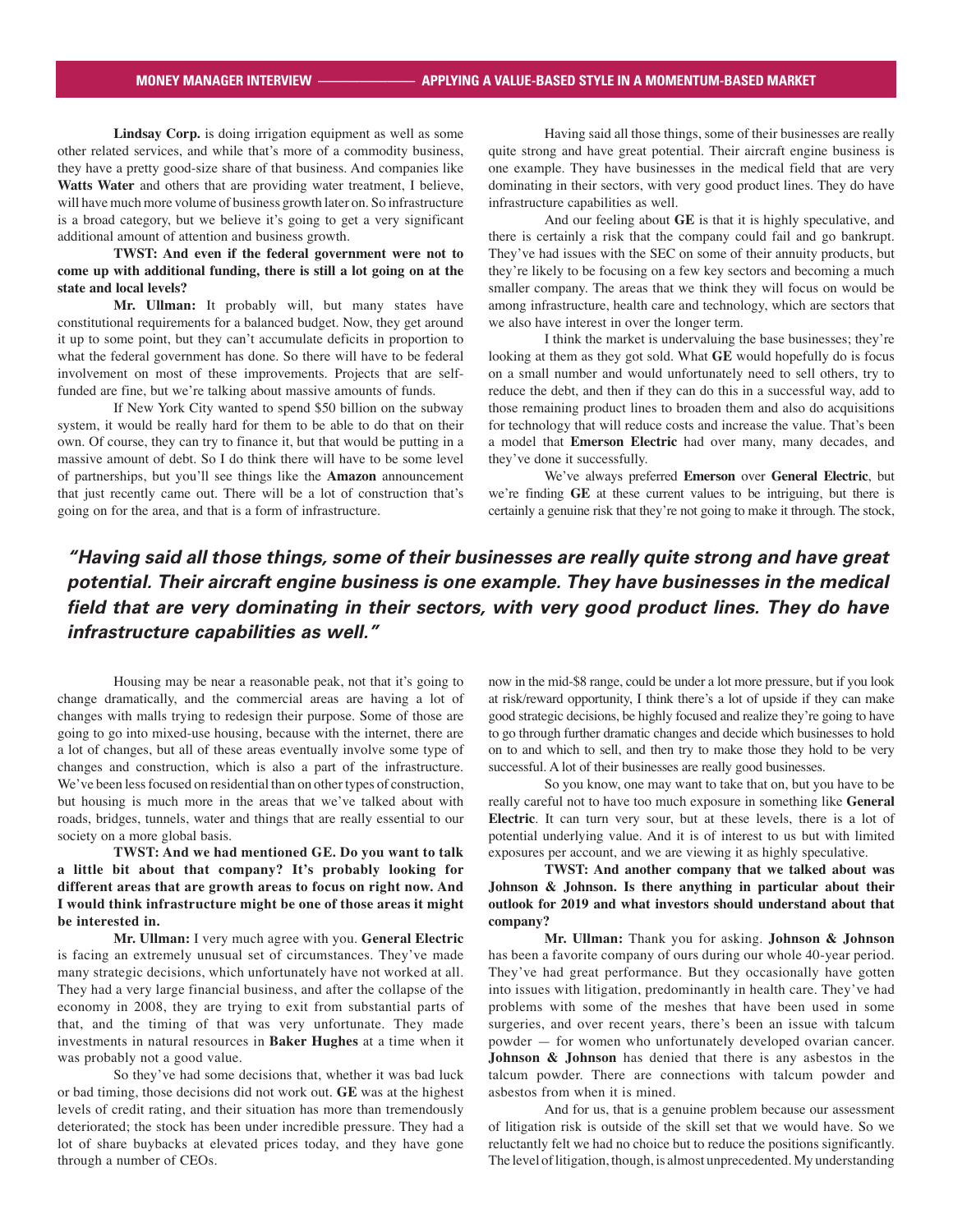**Lindsay Corp.** is doing irrigation equipment as well as some other related services, and while that's more of a commodity business, they have a pretty good-size share of that business. And companies like **Watts Water** and others that are providing water treatment, I believe, will have much more volume of business growth later on. So infrastructure is a broad category, but we believe it's going to get a very significant additional amount of attention and business growth.

**TWST: And even if the federal government were not to come up with additional funding, there is still a lot going on at the state and local levels?**

**Mr. Ullman:** It probably will, but many states have constitutional requirements for a balanced budget. Now, they get around it up to some point, but they can't accumulate deficits in proportion to what the federal government has done. So there will have to be federal involvement on most of these improvements. Projects that are self-funded are fine, but we're talking about massive amounts of funds.

If New York City wanted to spend $50 billion on the subway system, it would be really hard for them to be able to do that on their own. Of course, they can try to finance it, but that would be putting in a massive amount of debt. So I do think there will have to be some level of partnerships, but you'll see things like the **Amazon** announcement that just recently came out. There will be a lot of construction that's going on for the area, and that is a form of infrastructure.

Housing may be near a reasonable peak, not that it's going to change dramatically, and the commercial areas are having a lot of changes with malls trying to redesign their purpose. Some of those are going to go into mixed-use housing, because with the internet, there are a lot of changes, but all of these areas eventually involve some type of changes and construction, which is also a part of the infrastructure. We've been less focused on residential than on other types of construction, but housing is much more in the areas that we've talked about with roads, bridges, tunnels, water and things that are really essential to our society on a more global basis.

**TWST: And we had mentioned GE. Do you want to talk a little bit about that company? It's probably looking for different areas that are growth areas to focus on right now. And I would think infrastructure might be one of those areas it might be interested in.**

**Mr. Ullman:** I very much agree with you. **General Electric** is facing an extremely unusual set of circumstances. They've made many strategic decisions, which unfortunately have not worked at all. They had a very large financial business, and after the collapse of the economy in 2008, they are trying to exit from substantial parts of that, and the timing of that was very unfortunate. They made investments in natural resources in **Baker Hughes** at a time when it was probably not a good value.

So they've had some decisions that, whether it was bad luck or bad timing, those decisions did not work out. **GE** was at the highest levels of credit rating, and their situation has more than tremendously deteriorated; the stock has been under incredible pressure. They had a lot of share buybacks at elevated prices today, and they have gone through a number of CEOs.

Having said all those things, some of their businesses are really quite strong and have great potential. Their aircraft engine business is one example. They have businesses in the medical field that are very dominating in their sectors, with very good product lines. They do have infrastructure capabilities as well.

And our feeling about **GE** is that it is highly speculative, and there is certainly a risk that the company could fail and go bankrupt. They've had issues with the SEC on some of their annuity products, but they're likely to be focusing on a few key sectors and becoming a much smaller company. The areas that we think they will focus on would be among infrastructure, health care and technology, which are sectors that we also have interest in over the longer term.

I think the market is undervaluing the base businesses; they're looking at them as they got sold. What **GE** would hopefully do is focus on a small number and would unfortunately need to sell others, try to reduce the debt, and then if they can do this in a successful way, add to those remaining product lines to broaden them and also do acquisitions for technology that will reduce costs and increase the value. That's been a model that **Emerson Electric** had over many, many decades, and they've done it successfully.

We've always preferred **Emerson** over **General Electric**, but we're finding **GE** at these current values to be intriguing, but there is certainly a genuine risk that they're not going to make it through. The stock, now in the mid-$8 range, could be under a lot more pressure, but if you look at risk/reward opportunity, I think there's a lot of upside if they can make good strategic decisions, be highly focused and realize they're going to have to go through further dramatic changes and decide which businesses to hold on to and which to sell, and then try to make those they hold to be very successful. A lot of their businesses are really good businesses.

> ***"Having said all those things, some of their businesses are really quite strong and have great potential. Their aircraft engine business is one example. They have businesses in the medical field that are very dominating in their sectors, with very good product lines. They do have infrastructure capabilities as well."***

So you know, one may want to take that on, but you have to be really careful not to have too much exposure in something like **General Electric**. It can turn very sour, but at these levels, there is a lot of potential underlying value. And it is of interest to us but with limited exposures per account, and we are viewing it as highly speculative.

**TWST: And another company that we talked about was Johnson & Johnson. Is there anything in particular about their outlook for 2019 and what investors should understand about that company?**

**Mr. Ullman:** Thank you for asking. **Johnson & Johnson** has been a favorite company of ours during our whole 40-year period. They've had great performance. But they occasionally have gotten into issues with litigation, predominantly in health care. They've had problems with some of the meshes that have been used in some surgeries, and over recent years, there's been an issue with talcum powder — for women who unfortunately developed ovarian cancer. **Johnson & Johnson** has denied that there is any asbestos in the talcum powder. There are connections with talcum powder and asbestos from when it is mined.

And for us, that is a genuine problem because our assessment of litigation risk is outside of the skill set that we would have. So we reluctantly felt we had no choice but to reduce the positions significantly. The level of litigation, though, is almost unprecedented. My understanding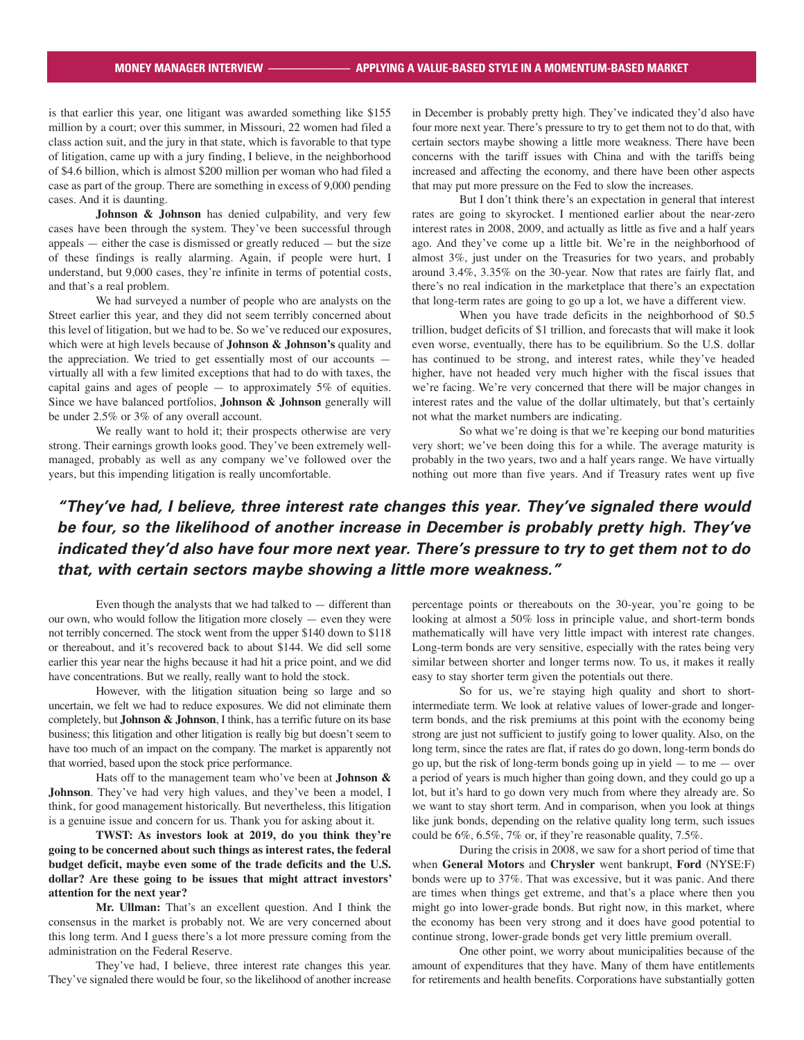is that earlier this year, one litigant was awarded something like $155 million by a court; over this summer, in Missouri, 22 women had filed a class action suit, and the jury in that state, which is favorable to that type of litigation, came up with a jury finding, I believe, in the neighborhood of $4.6 billion, which is almost $200 million per woman who had filed a case as part of the group. There are something in excess of 9,000 pending cases. And it is daunting.

**Johnson & Johnson** has denied culpability, and very few cases have been through the system. They've been successful through appeals — either the case is dismissed or greatly reduced — but the size of these findings is really alarming. Again, if people were hurt, I understand, but 9,000 cases, they're infinite in terms of potential costs, and that's a real problem.

We had surveyed a number of people who are analysts on the Street earlier this year, and they did not seem terribly concerned about this level of litigation, but we had to be. So we've reduced our exposures, which were at high levels because of **Johnson & Johnson's** quality and the appreciation. We tried to get essentially most of our accounts — virtually all with a few limited exceptions that had to do with taxes, the capital gains and ages of people — to approximately 5% of equities. Since we have balanced portfolios, **Johnson & Johnson** generally will be under 2.5% or 3% of any overall account.

We really want to hold it; their prospects otherwise are very strong. Their earnings growth looks good. They've been extremely well-managed, probably as well as any company we've followed over the years, but this impending litigation is really uncomfortable.

Even though the analysts that we had talked to — different than our own, who would follow the litigation more closely — even they were not terribly concerned. The stock went from the upper $140 down to $118 or thereabout, and it's recovered back to about $144. We did sell some earlier this year near the highs because it had hit a price point, and we did have concentrations. But we really, really want to hold the stock.

However, with the litigation situation being so large and so uncertain, we felt we had to reduce exposures. We did not eliminate them completely, but **Johnson & Johnson**, I think, has a terrific future on its base business; this litigation and other litigation is really big but doesn't seem to have too much of an impact on the company. The market is apparently not that worried, based upon the stock price performance.

Hats off to the management team who've been at **Johnson & Johnson**. They've had very high values, and they've been a model, I think, for good management historically. But nevertheless, this litigation is a genuine issue and concern for us. Thank you for asking about it.

**TWST: As investors look at 2019, do you think they're going to be concerned about such things as interest rates, the federal budget deficit, maybe even some of the trade deficits and the U.S. dollar? Are these going to be issues that might attract investors' attention for the next year?**

**Mr. Ullman:** That's an excellent question. And I think the consensus in the market is probably not. We are very concerned about this long term. And I guess there's a lot more pressure coming from the administration on the Federal Reserve.

They've had, I believe, three interest rate changes this year. They've signaled there would be four, so the likelihood of another increase in December is probably pretty high. They've indicated they'd also have four more next year. There's pressure to try to get them not to do that, with certain sectors maybe showing a little more weakness. There have been concerns with the tariff issues with China and with the tariffs being increased and affecting the economy, and there have been other aspects that may put more pressure on the Fed to slow the increases.

***"They've had, I believe, three interest rate changes this year. They've signaled there would be four, so the likelihood of another increase in December is probably pretty high. They've indicated they'd also have four more next year. There's pressure to try to get them not to do that, with certain sectors maybe showing a little more weakness."***

But I don't think there's an expectation in general that interest rates are going to skyrocket. I mentioned earlier about the near-zero interest rates in 2008, 2009, and actually as little as five and a half years ago. And they've come up a little bit. We're in the neighborhood of almost 3%, just under on the Treasuries for two years, and probably around 3.4%, 3.35% on the 30-year. Now that rates are fairly flat, and there's no real indication in the marketplace that there's an expectation that long-term rates are going to go up a lot, we have a different view.

When you have trade deficits in the neighborhood of $0.5 trillion, budget deficits of $1 trillion, and forecasts that will make it look even worse, eventually, there has to be equilibrium. So the U.S. dollar has continued to be strong, and interest rates, while they've headed higher, have not headed very much higher with the fiscal issues that we're facing. We're very concerned that there will be major changes in interest rates and the value of the dollar ultimately, but that's certainly not what the market numbers are indicating.

So what we're doing is that we're keeping our bond maturities very short; we've been doing this for a while. The average maturity is probably in the two years, two and a half years range. We have virtually nothing out more than five years. And if Treasury rates went up five percentage points or thereabouts on the 30-year, you're going to be looking at almost a 50% loss in principle value, and short-term bonds mathematically will have very little impact with interest rate changes. Long-term bonds are very sensitive, especially with the rates being very similar between shorter and longer terms now. To us, it makes it really easy to stay shorter term given the potentials out there.

So for us, we're staying high quality and short to short-intermediate term. We look at relative values of lower-grade and longer-term bonds, and the risk premiums at this point with the economy being strong are just not sufficient to justify going to lower quality. Also, on the long term, since the rates are flat, if rates do go down, long-term bonds do go up, but the risk of long-term bonds going up in yield — to me — over a period of years is much higher than going down, and they could go up a lot, but it's hard to go down very much from where they already are. So we want to stay short term. And in comparison, when you look at things like junk bonds, depending on the relative quality long term, such issues could be 6%, 6.5%, 7% or, if they're reasonable quality, 7.5%.

During the crisis in 2008, we saw for a short period of time that when **General Motors** and **Chrysler** went bankrupt, **Ford** (NYSE:F) bonds were up to 37%. That was excessive, but it was panic. And there are times when things get extreme, and that's a place where then you might go into lower-grade bonds. But right now, in this market, where the economy has been very strong and it does have good potential to continue strong, lower-grade bonds get very little premium overall.

One other point, we worry about municipalities because of the amount of expenditures that they have. Many of them have entitlements for retirements and health benefits. Corporations have substantially gotten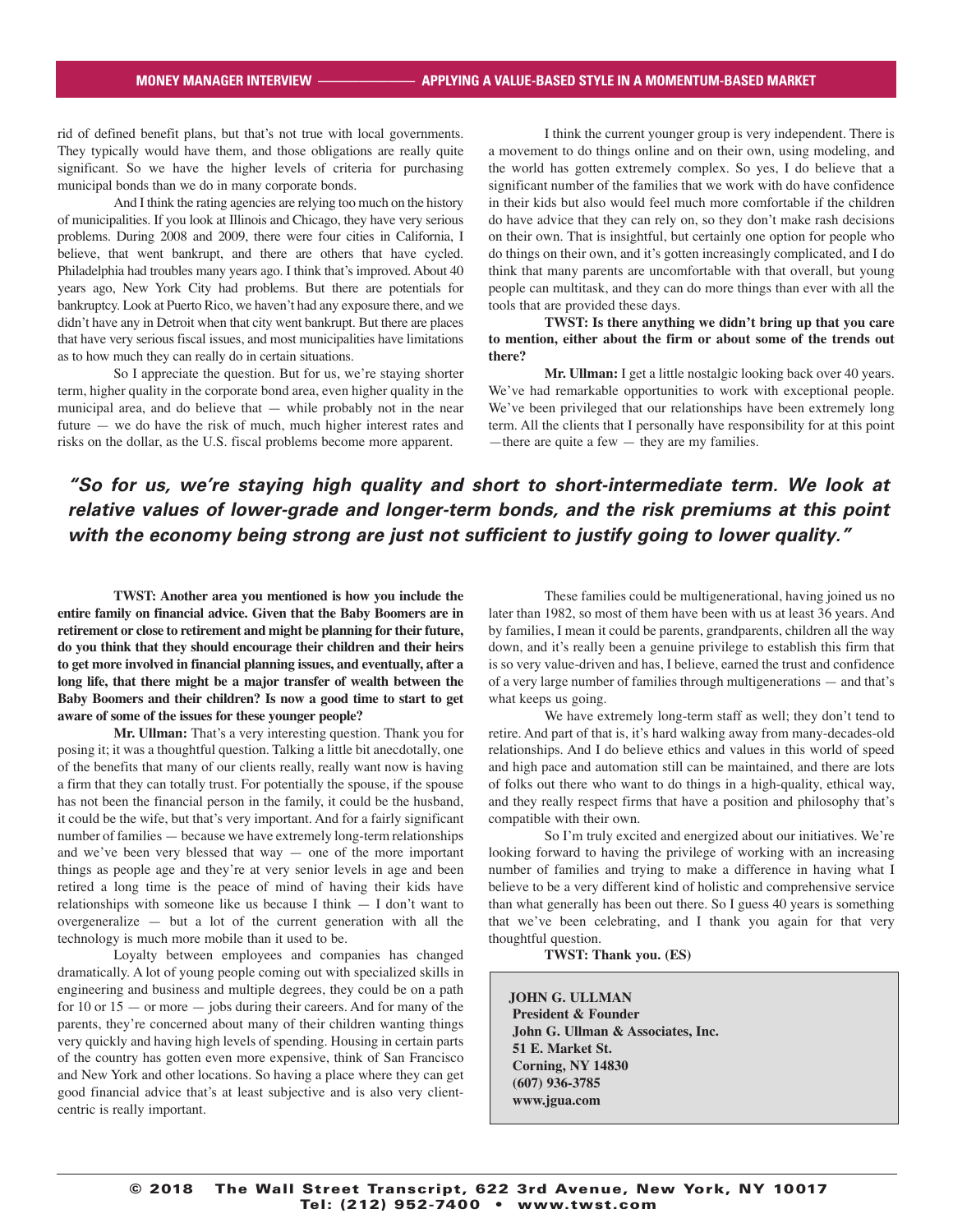rid of defined benefit plans, but that's not true with local governments. They typically would have them, and those obligations are really quite significant. So we have the higher levels of criteria for purchasing municipal bonds than we do in many corporate bonds.

And I think the rating agencies are relying too much on the history of municipalities. If you look at Illinois and Chicago, they have very serious problems. During 2008 and 2009, there were four cities in California, I believe, that went bankrupt, and there are others that have cycled. Philadelphia had troubles many years ago. I think that's improved. About 40 years ago, New York City had problems. But there are potentials for bankruptcy. Look at Puerto Rico, we haven't had any exposure there, and we didn't have any in Detroit when that city went bankrupt. But there are places that have very serious fiscal issues, and most municipalities have limitations as to how much they can really do in certain situations.

So I appreciate the question. But for us, we're staying shorter term, higher quality in the corporate bond area, even higher quality in the municipal area, and do believe that — while probably not in the near future — we do have the risk of much, much higher interest rates and risks on the dollar, as the U.S. fiscal problems become more apparent.

I think the current younger group is very independent. There is a movement to do things online and on their own, using modeling, and the world has gotten extremely complex. So yes, I do believe that a significant number of the families that we work with do have confidence in their kids but also would feel much more comfortable if the children do have advice that they can rely on, so they don't make rash decisions on their own. That is insightful, but certainly one option for people who do things on their own, and it's gotten increasingly complicated, and I do think that many parents are uncomfortable with that overall, but young people can multitask, and they can do more things than ever with all the tools that are provided these days.

**TWST: Is there anything we didn't bring up that you care to mention, either about the firm or about some of the trends out there?**

**Mr. Ullman:** I get a little nostalgic looking back over 40 years. We've had remarkable opportunities to work with exceptional people. We've been privileged that our relationships have been extremely long term. All the clients that I personally have responsibility for at this point —there are quite a few — they are my families.

***"So for us, we're staying high quality and short to short-intermediate term. We look at relative values of lower-grade and longer-term bonds, and the risk premiums at this point with the economy being strong are just not sufficient to justify going to lower quality."***

**TWST: Another area you mentioned is how you include the entire family on financial advice. Given that the Baby Boomers are in retirement or close to retirement and might be planning for their future, do you think that they should encourage their children and their heirs to get more involved in financial planning issues, and eventually, after a long life, that there might be a major transfer of wealth between the Baby Boomers and their children? Is now a good time to start to get aware of some of the issues for these younger people?**

**Mr. Ullman:** That's a very interesting question. Thank you for posing it; it was a thoughtful question. Talking a little bit anecdotally, one of the benefits that many of our clients really, really want now is having a firm that they can totally trust. For potentially the spouse, if the spouse has not been the financial person in the family, it could be the husband, it could be the wife, but that's very important. And for a fairly significant number of families — because we have extremely long-term relationships and we've been very blessed that way — one of the more important things as people age and they're at very senior levels in age and been retired a long time is the peace of mind of having their kids have relationships with someone like us because I think — I don't want to overgeneralize — but a lot of the current generation with all the technology is much more mobile than it used to be.

Loyalty between employees and companies has changed dramatically. A lot of young people coming out with specialized skills in engineering and business and multiple degrees, they could be on a path for 10 or 15 — or more — jobs during their careers. And for many of the parents, they're concerned about many of their children wanting things very quickly and having high levels of spending. Housing in certain parts of the country has gotten even more expensive, think of San Francisco and New York and other locations. So having a place where they can get good financial advice that's at least subjective and is also very client-centric is really important.

These families could be multigenerational, having joined us no later than 1982, so most of them have been with us at least 36 years. And by families, I mean it could be parents, grandparents, children all the way down, and it's really been a genuine privilege to establish this firm that is so very value-driven and has, I believe, earned the trust and confidence of a very large number of families through multigenerations — and that's what keeps us going.

We have extremely long-term staff as well; they don't tend to retire. And part of that is, it's hard walking away from many-decades-old relationships. And I do believe ethics and values in this world of speed and high pace and automation still can be maintained, and there are lots of folks out there who want to do things in a high-quality, ethical way, and they really respect firms that have a position and philosophy that's compatible with their own.

So I'm truly excited and energized about our initiatives. We're looking forward to having the privilege of working with an increasing number of families and trying to make a difference in having what I believe to be a very different kind of holistic and comprehensive service than what generally has been out there. So I guess 40 years is something that we've been celebrating, and I thank you again for that very thoughtful question.

**TWST: Thank you. (ES)**

**JOHN G. ULLMAN**
**President & Founder**
**John G. Ullman & Associates, Inc.**
**51 E. Market St.**
**Corning, NY 14830**
**(607) 936-3785**
**www.jgua.com**